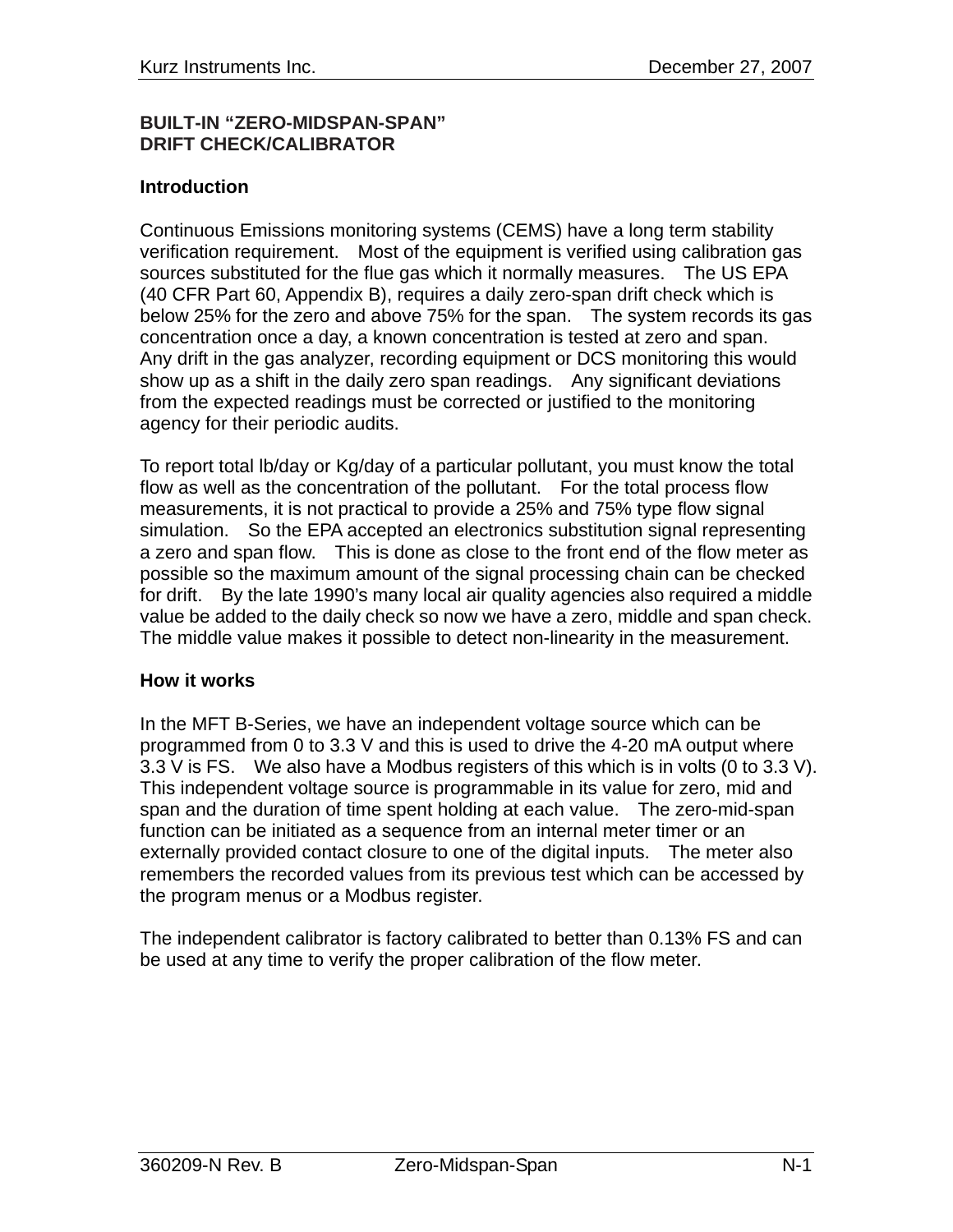# BUILT-IN "ZERO-MIDSPAN-SPAN" DRIFT CHECK/CALIBRATOR

## Introduction

Continuous Emissions monitoring systems (CEMS) have a long term stability verification requirement. Most of the equipment is verified using calibration gas sources substituted for the flue gas which it normally measures. The US EPA (40 CFR Part 60, Appendix B), requires a daily zero-span drift check which is below 25% for the zero and above 75% for the span. The system records its gas concentration once a day, a known concentration is tested at zero and span. Any drift in the gas analyzer, recording equipment or DCS monitoring this would show up as a shift in the daily zero span readings. Any significant deviations from the expected readings must be corrected or justified to the monitoring agency for their periodic audits.

To report total lb/day or Kg/day of a particular pollutant, you must know the total flow as well as the concentration of the pollutant. For the total process flow measurements, it is not practical to provide a 25% and 75% type flow signal simulation. So the EPA accepted an electronics substitution signal representing a zero and span flow. This is done as close to the front end of the flow meter as possible so the maximum amount of the signal processing chain can be checked for drift. By the late 1990's many local air quality agencies also required a middle value be added to the daily check so now we have a zero, middle and span check. The middle value makes it possible to detect non-linearity in the measurement.

## How it works

In the MFT B-Series, we have an independent voltage source which can be programmed from 0 to 3.3 V and this is used to drive the 4-20 mA output where 3.3 V is FS. We also have a Modbus registers of this which is in volts (0 to 3.3 V). This independent voltage source is programmable in its value for zero, mid and span and the duration of time spent holding at each value. The zero-mid-span function can be initiated as a sequence from an internal meter timer or an externally provided contact closure to one of the digital inputs. The meter also remembers the recorded values from its previous test which can be accessed by the program menus or a Modbus register.

The independent calibrator is factory calibrated to better than 0.13% FS and can be used at any time to verify the proper calibration of the flow meter.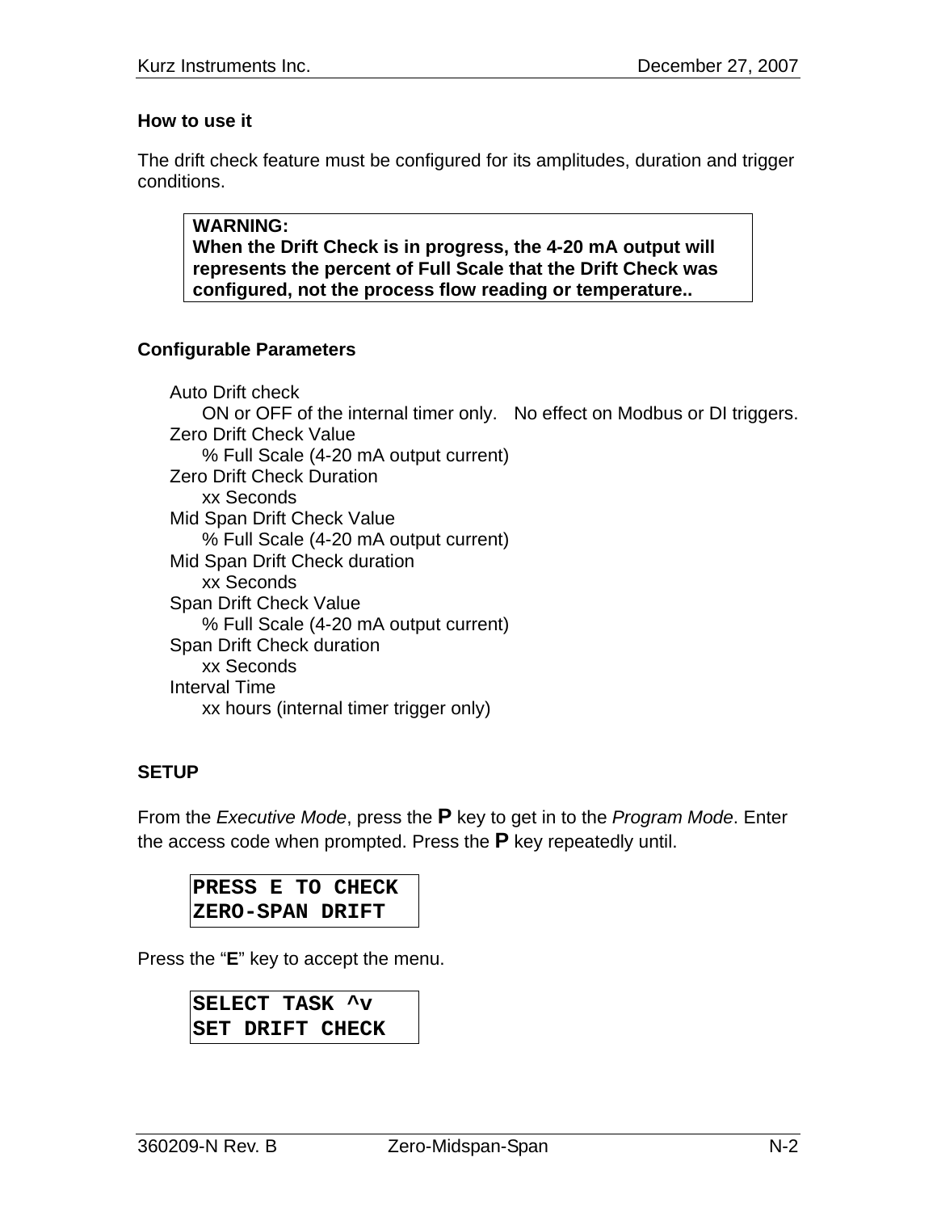**How to use it**

The drift check feature must be configured for its amplitudes, duration and trigger conditions.

> **WARNING:**
> **When the Drift Check is in progress, the 4-20 mA output will represents the percent of Full Scale that the Drift Check was configured, not the process flow reading or temperature..**

**Configurable Parameters**

- Auto Drift check
  - ON or OFF of the internal timer only. No effect on Modbus or DI triggers.
- Zero Drift Check Value
  - % Full Scale (4-20 mA output current)
- Zero Drift Check Duration
  - xx Seconds
- Mid Span Drift Check Value
  - % Full Scale (4-20 mA output current)
- Mid Span Drift Check duration
  - xx Seconds
- Span Drift Check Value
  - % Full Scale (4-20 mA output current)
- Span Drift Check duration
  - xx Seconds
- Interval Time
  - xx hours (internal timer trigger only)

**SETUP**

From the *Executive Mode*, press the **P** key to get in to the *Program Mode*. Enter the access code when prompted. Press the **P** key repeatedly until.

```
PRESS E TO CHECK
ZERO-SPAN DRIFT
```

Press the "**E**" key to accept the menu.

```
SELECT TASK ^v
SET DRIFT CHECK
```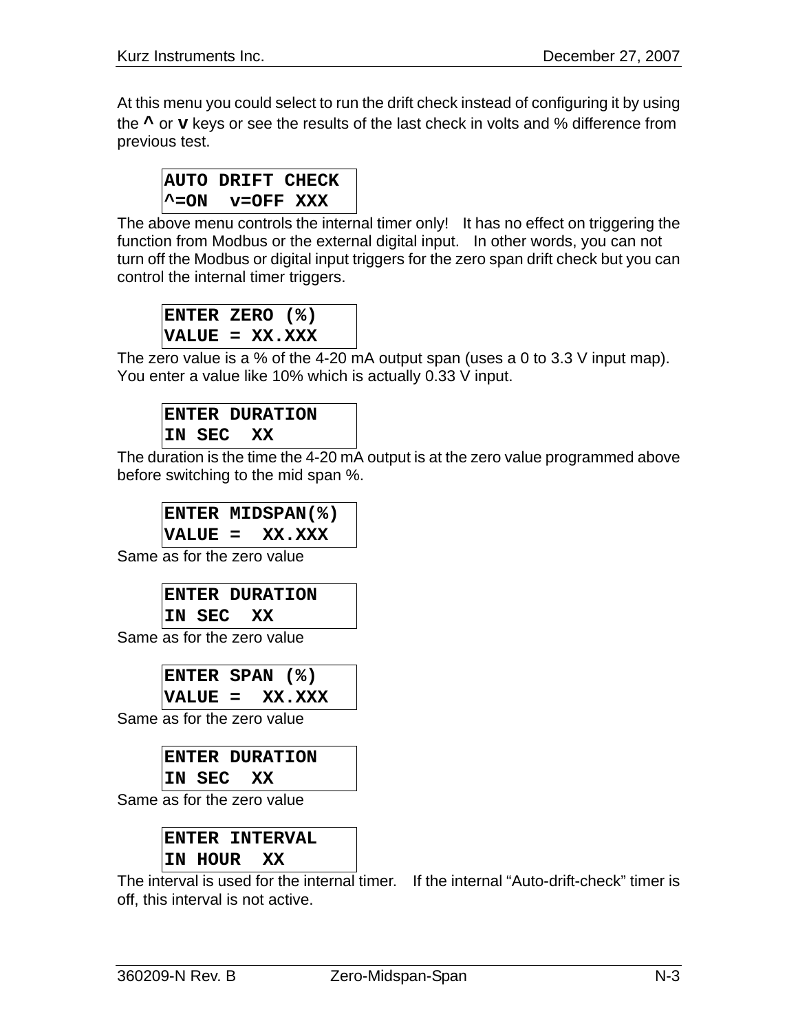At this menu you could select to run the drift check instead of configuring it by using the **^** or **v** keys or see the results of the last check in volts and % difference from previous test.

```
AUTO DRIFT CHECK
^=ON  v=OFF XXX
```

The above menu controls the internal timer only! It has no effect on triggering the function from Modbus or the external digital input. In other words, you can not turn off the Modbus or digital input triggers for the zero span drift check but you can control the internal timer triggers.

```
ENTER ZERO (%)
VALUE = XX.XXX
```

The zero value is a % of the 4-20 mA output span (uses a 0 to 3.3 V input map). You enter a value like 10% which is actually 0.33 V input.

```
ENTER DURATION
IN SEC  XX
```

The duration is the time the 4-20 mA output is at the zero value programmed above before switching to the mid span %.

```
ENTER MIDSPAN(%)
VALUE =  XX.XXX
```

Same as for the zero value

```
ENTER DURATION
IN SEC  XX
```

Same as for the zero value

```
ENTER SPAN (%)
VALUE =  XX.XXX
```

Same as for the zero value

```
ENTER DURATION
IN SEC  XX
```

Same as for the zero value

```
ENTER INTERVAL
IN HOUR  XX
```

The interval is used for the internal timer. If the internal "Auto-drift-check" timer is off, this interval is not active.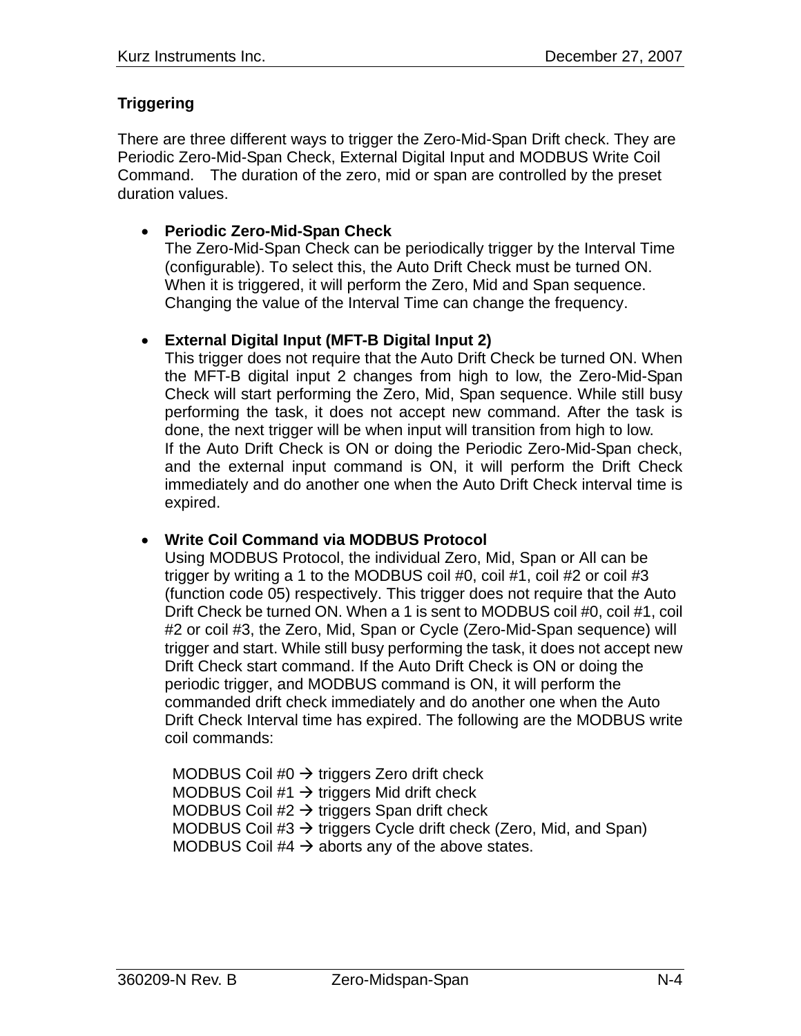**Triggering**

There are three different ways to trigger the Zero-Mid-Span Drift check. They are Periodic Zero-Mid-Span Check, External Digital Input and MODBUS Write Coil Command. The duration of the zero, mid or span are controlled by the preset duration values.

- **Periodic Zero-Mid-Span Check**
  The Zero-Mid-Span Check can be periodically trigger by the Interval Time (configurable). To select this, the Auto Drift Check must be turned ON. When it is triggered, it will perform the Zero, Mid and Span sequence. Changing the value of the Interval Time can change the frequency.

- **External Digital Input (MFT-B Digital Input 2)**
  This trigger does not require that the Auto Drift Check be turned ON. When the MFT-B digital input 2 changes from high to low, the Zero-Mid-Span Check will start performing the Zero, Mid, Span sequence. While still busy performing the task, it does not accept new command. After the task is done, the next trigger will be when input will transition from high to low.
  If the Auto Drift Check is ON or doing the Periodic Zero-Mid-Span check, and the external input command is ON, it will perform the Drift Check immediately and do another one when the Auto Drift Check interval time is expired.

- **Write Coil Command via MODBUS Protocol**
  Using MODBUS Protocol, the individual Zero, Mid, Span or All can be trigger by writing a 1 to the MODBUS coil #0, coil #1, coil #2 or coil #3 (function code 05) respectively. This trigger does not require that the Auto Drift Check be turned ON. When a 1 is sent to MODBUS coil #0, coil #1, coil #2 or coil #3, the Zero, Mid, Span or Cycle (Zero-Mid-Span sequence) will trigger and start. While still busy performing the task, it does not accept new Drift Check start command. If the Auto Drift Check is ON or doing the periodic trigger, and MODBUS command is ON, it will perform the commanded drift check immediately and do another one when the Auto Drift Check Interval time has expired. The following are the MODBUS write coil commands:

  MODBUS Coil #0 → triggers Zero drift check
  MODBUS Coil #1 → triggers Mid drift check
  MODBUS Coil #2 → triggers Span drift check
  MODBUS Coil #3 → triggers Cycle drift check (Zero, Mid, and Span)
  MODBUS Coil #4 → aborts any of the above states.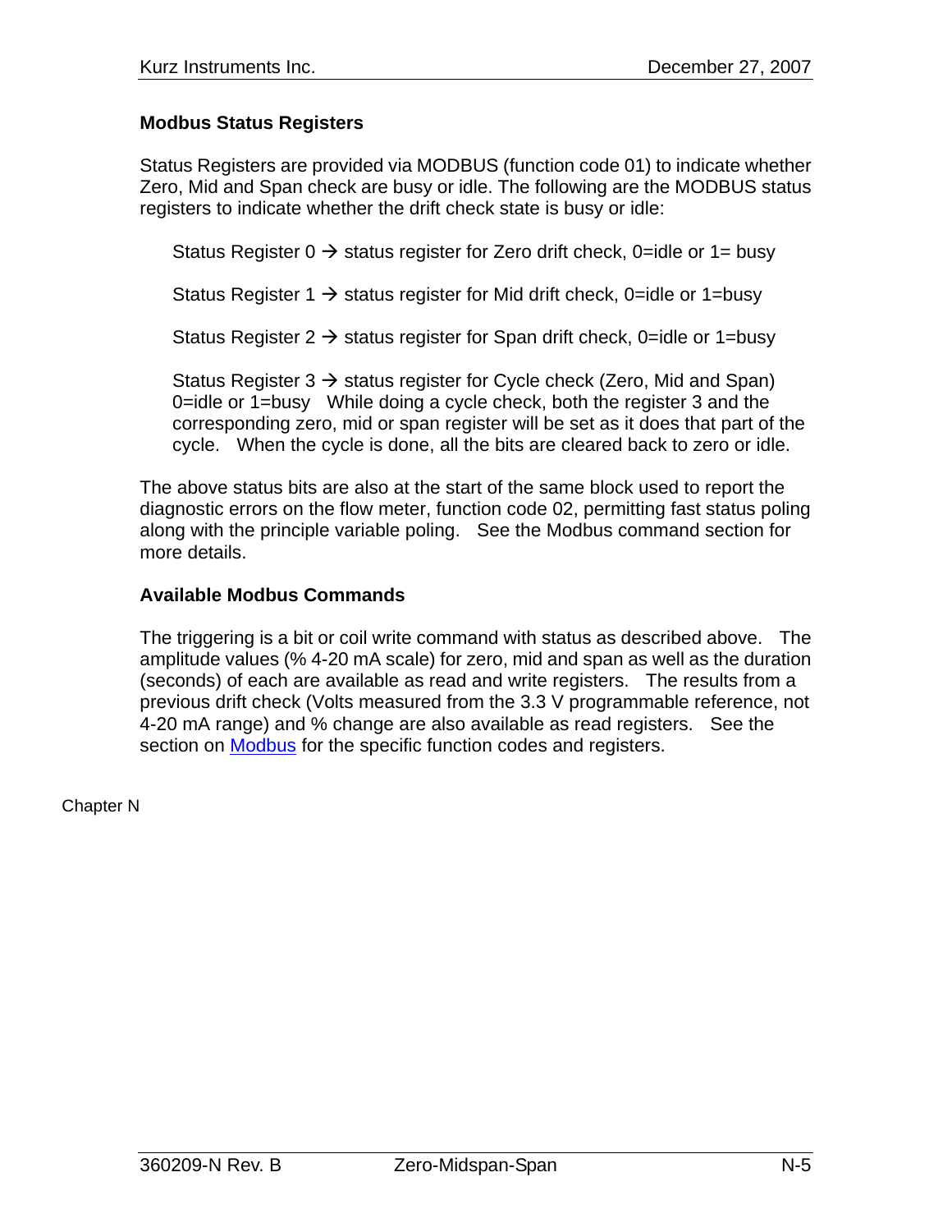### Modbus Status Registers

Status Registers are provided via MODBUS (function code 01) to indicate whether Zero, Mid and Span check are busy or idle. The following are the MODBUS status registers to indicate whether the drift check state is busy or idle:

Status Register 0 → status register for Zero drift check, 0=idle or 1= busy

Status Register 1 → status register for Mid drift check, 0=idle or 1=busy

Status Register 2 → status register for Span drift check, 0=idle or 1=busy

Status Register 3 → status register for Cycle check (Zero, Mid and Span) 0=idle or 1=busy   While doing a cycle check, both the register 3 and the corresponding zero, mid or span register will be set as it does that part of the cycle.   When the cycle is done, all the bits are cleared back to zero or idle.

The above status bits are also at the start of the same block used to report the diagnostic errors on the flow meter, function code 02, permitting fast status poling along with the principle variable poling.   See the Modbus command section for more details.

### Available Modbus Commands

The triggering is a bit or coil write command with status as described above.   The amplitude values (% 4-20 mA scale) for zero, mid and span as well as the duration (seconds) of each are available as read and write registers.   The results from a previous drift check (Volts measured from the 3.3 V programmable reference, not 4-20 mA range) and % change are also available as read registers.   See the section on Modbus for the specific function codes and registers.

Chapter N